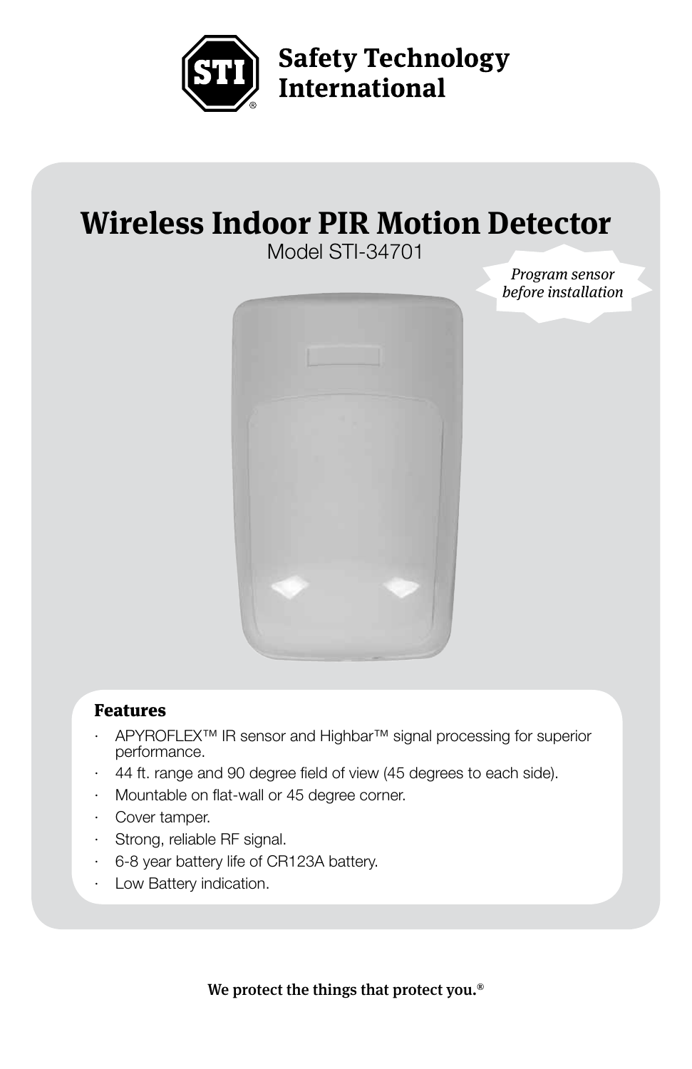**Safety Technology International**

# Wireless Indoor PIR Motion Detector

Model STI-34701

*Program sensor before installation*

## Features

- APYROFLEX™ IR sensor and Highbar™ signal processing for superior performance.
- 44 ft. range and 90 degree field of view (45 degrees to each side).
- Mountable on flat-wall or 45 degree corner.
- Cover tamper.
- Strong, reliable RF signal.
- 6-8 year battery life of CR123A battery.
- Low Battery indication.

**We protect the things that protect you.®**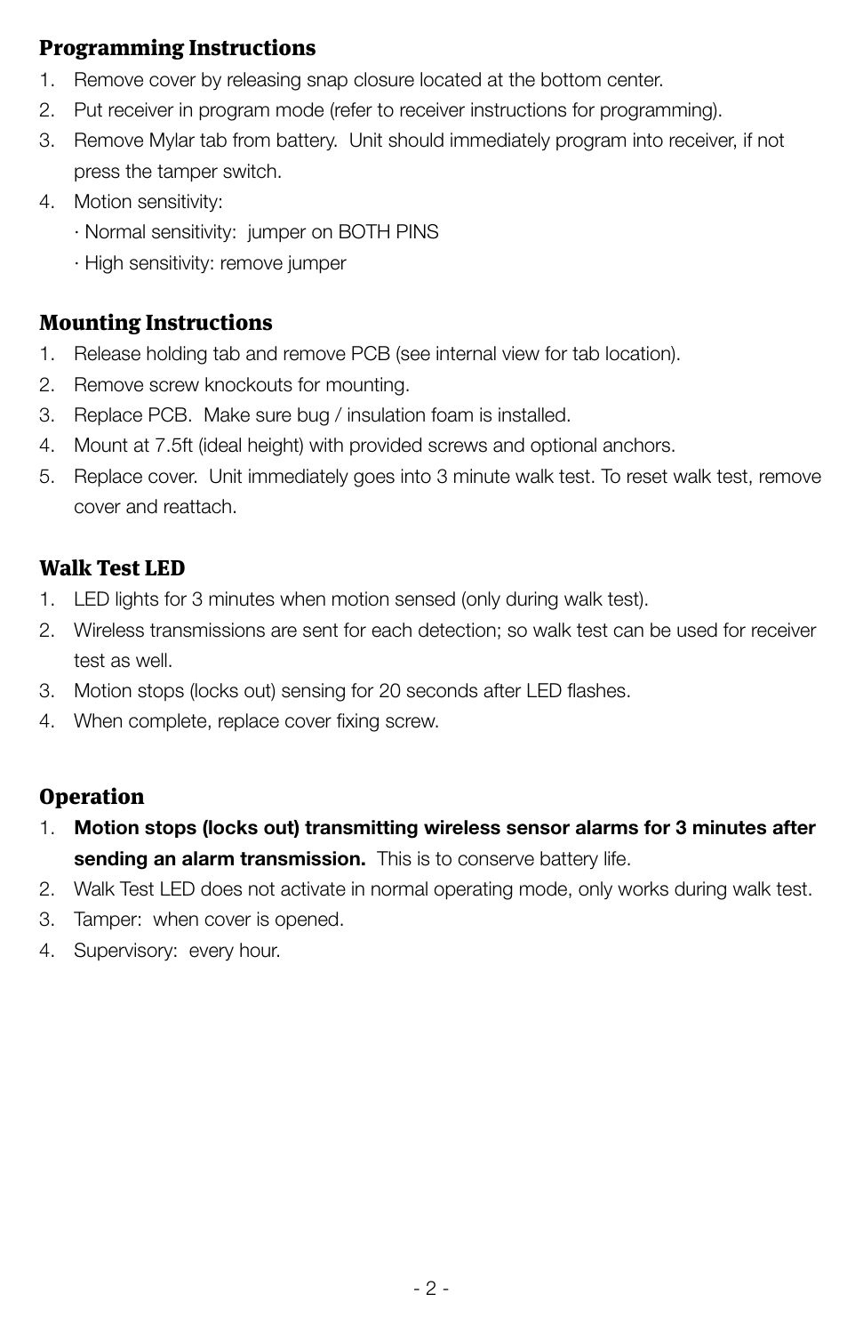## Programming Instructions

1. Remove cover by releasing snap closure located at the bottom center.
2. Put receiver in program mode (refer to receiver instructions for programming).
3. Remove Mylar tab from battery. Unit should immediately program into receiver, if not press the tamper switch.
4. Motion sensitivity:
   · Normal sensitivity: jumper on BOTH PINS
   · High sensitivity: remove jumper

## Mounting Instructions

1. Release holding tab and remove PCB (see internal view for tab location).
2. Remove screw knockouts for mounting.
3. Replace PCB. Make sure bug / insulation foam is installed.
4. Mount at 7.5ft (ideal height) with provided screws and optional anchors.
5. Replace cover. Unit immediately goes into 3 minute walk test. To reset walk test, remove cover and reattach.

## Walk Test LED

1. LED lights for 3 minutes when motion sensed (only during walk test).
2. Wireless transmissions are sent for each detection; so walk test can be used for receiver test as well.
3. Motion stops (locks out) sensing for 20 seconds after LED flashes.
4. When complete, replace cover fixing screw.

## Operation

1. **Motion stops (locks out) transmitting wireless sensor alarms for 3 minutes after sending an alarm transmission.** This is to conserve battery life.
2. Walk Test LED does not activate in normal operating mode, only works during walk test.
3. Tamper: when cover is opened.
4. Supervisory: every hour.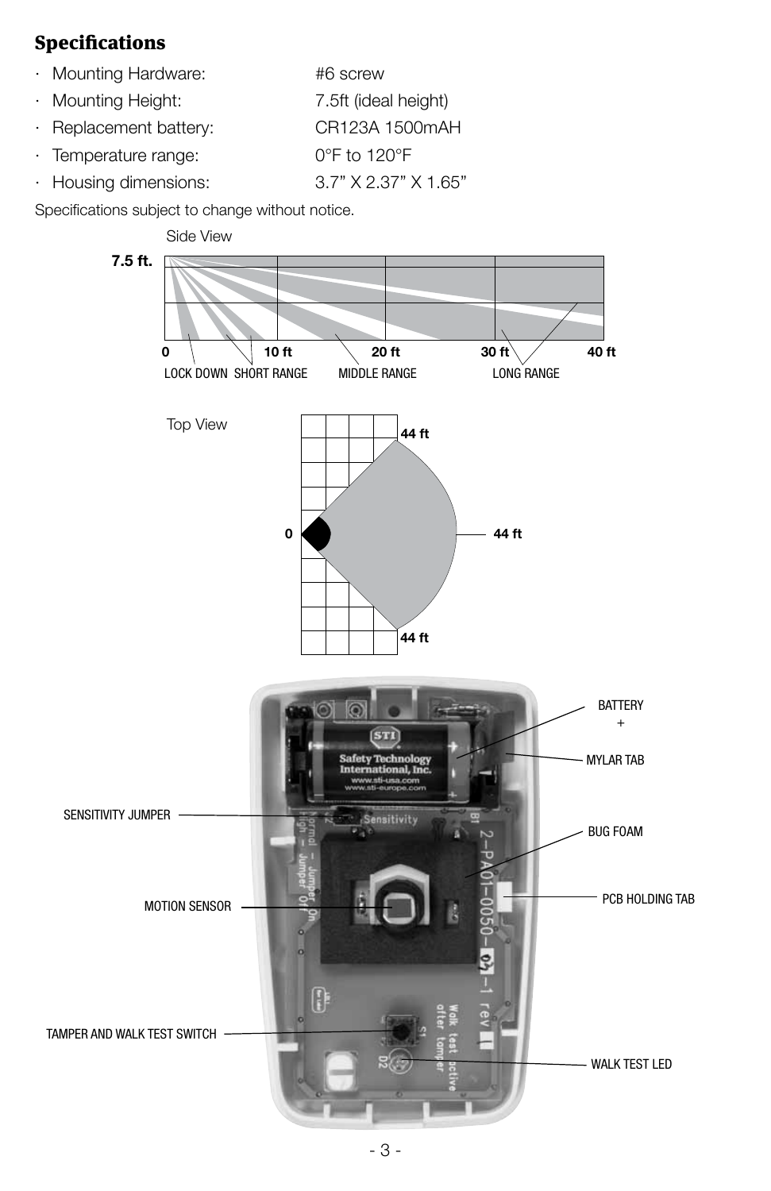## Specifications

- Mounting Hardware: #6 screw
- Mounting Height: 7.5ft (ideal height)
- Replacement battery: CR123A 1500mAH
- Temperature range: 0°F to 120°F
- Housing dimensions: 3.7” X 2.37” X 1.65”

Specifications subject to change without notice.

Side View

7.5 ft.

0 10 ft 20 ft 30 ft 40 ft

LOCK DOWN SHORT RANGE MIDDLE RANGE LONG RANGE

Top View

44 ft

0 44 ft

44 ft

BATTERY +

MYLAR TAB

SENSITIVITY JUMPER

BUG FOAM

PCB HOLDING TAB

MOTION SENSOR

TAMPER AND WALK TEST SWITCH

WALK TEST LED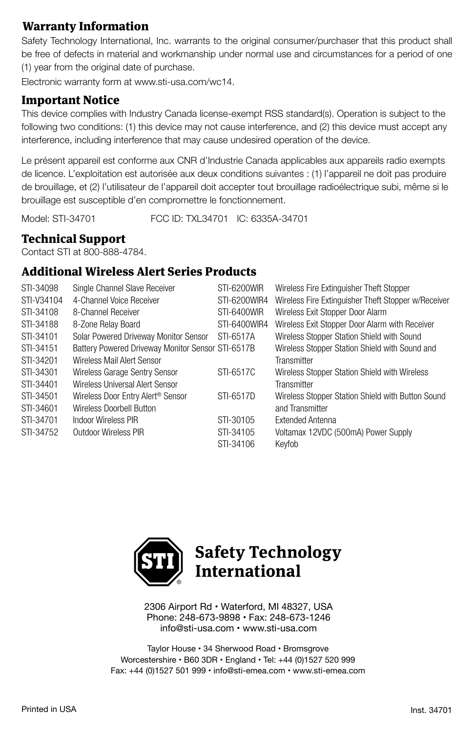## Warranty Information

Safety Technology International, Inc. warrants to the original consumer/purchaser that this product shall be free of defects in material and workmanship under normal use and circumstances for a period of one (1) year from the original date of purchase.

Electronic warranty form at www.sti-usa.com/wc14.

## Important Notice

This device complies with Industry Canada license-exempt RSS standard(s). Operation is subject to the following two conditions: (1) this device may not cause interference, and (2) this device must accept any interference, including interference that may cause undesired operation of the device.

Le présent appareil est conforme aux CNR d'Industrie Canada applicables aux appareils radio exempts de licence. L'exploitation est autorisée aux deux conditions suivantes : (1) l'appareil ne doit pas produire de brouillage, et (2) l'utilisateur de l'appareil doit accepter tout brouillage radioélectrique subi, même si le brouillage est susceptible d'en compromettre le fonctionnement.

Model: STI-34701 FCC ID: TXL34701 IC: 6335A-34701

## Technical Support

Contact STI at 800-888-4784.

## Additional Wireless Alert Series Products

| | | | |
|---|---|---|---|
| STI-34098 | Single Channel Slave Receiver | STI-6200WIR | Wireless Fire Extinguisher Theft Stopper |
| STI-V34104 | 4-Channel Voice Receiver | STI-6200WIR4 | Wireless Fire Extinguisher Theft Stopper w/Receiver |
| STI-34108 | 8-Channel Receiver | STI-6400WIR | Wireless Exit Stopper Door Alarm |
| STI-34188 | 8-Zone Relay Board | STI-6400WIR4 | Wireless Exit Stopper Door Alarm with Receiver |
| STI-34101 | Solar Powered Driveway Monitor Sensor | STI-6517A | Wireless Stopper Station Shield with Sound |
| STI-34151 | Battery Powered Driveway Monitor Sensor | STI-6517B | Wireless Stopper Station Shield with Sound and Transmitter |
| STI-34201 | Wireless Mail Alert Sensor | | |
| STI-34301 | Wireless Garage Sentry Sensor | STI-6517C | Wireless Stopper Station Shield with Wireless Transmitter |
| STI-34401 | Wireless Universal Alert Sensor | | |
| STI-34501 | Wireless Door Entry Alert® Sensor | STI-6517D | Wireless Stopper Station Shield with Button Sound and Transmitter |
| STI-34601 | Wireless Doorbell Button | | |
| STI-34701 | Indoor Wireless PIR | STI-30105 | Extended Antenna |
| STI-34752 | Outdoor Wireless PIR | STI-34105 | Voltamax 12VDC (500mA) Power Supply |
| | | STI-34106 | Keyfob |

**Safety Technology International**

2306 Airport Rd • Waterford, MI 48327, USA
Phone: 248-673-9898 • Fax: 248-673-1246
info@sti-usa.com • www.sti-usa.com

Taylor House • 34 Sherwood Road • Bromsgrove
Worcestershire • B60 3DR • England • Tel: +44 (0)1527 520 999
Fax: +44 (0)1527 501 999 • info@sti-emea.com • www.sti-emea.com

Printed in USA

Inst. 34701